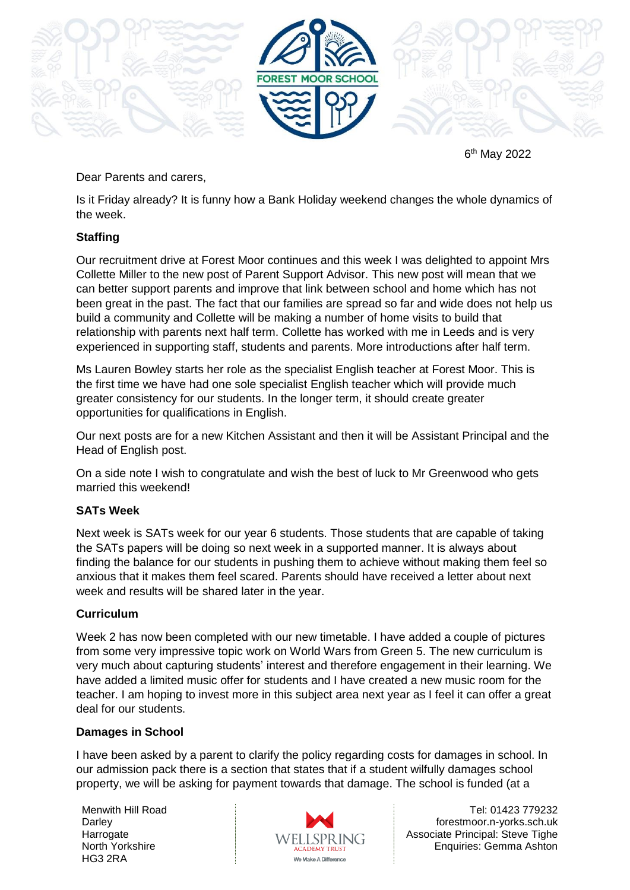6th May 2022

Dear Parents and carers,

Is it Friday already? It is funny how a Bank Holiday weekend changes the whole dynamics of the week.

**Staffing**

Our recruitment drive at Forest Moor continues and this week I was delighted to appoint Mrs Collette Miller to the new post of Parent Support Advisor. This new post will mean that we can better support parents and improve that link between school and home which has not been great in the past. The fact that our families are spread so far and wide does not help us build a community and Collette will be making a number of home visits to build that relationship with parents next half term. Collette has worked with me in Leeds and is very experienced in supporting staff, students and parents. More introductions after half term.

Ms Lauren Bowley starts her role as the specialist English teacher at Forest Moor. This is the first time we have had one sole specialist English teacher which will provide much greater consistency for our students. In the longer term, it should create greater opportunities for qualifications in English.

Our next posts are for a new Kitchen Assistant and then it will be Assistant Principal and the Head of English post.

On a side note I wish to congratulate and wish the best of luck to Mr Greenwood who gets married this weekend!

**SATs Week**

Next week is SATs week for our year 6 students. Those students that are capable of taking the SATs papers will be doing so next week in a supported manner. It is always about finding the balance for our students in pushing them to achieve without making them feel so anxious that it makes them feel scared. Parents should have received a letter about next week and results will be shared later in the year.

**Curriculum**

Week 2 has now been completed with our new timetable. I have added a couple of pictures from some very impressive topic work on World Wars from Green 5. The new curriculum is very much about capturing students' interest and therefore engagement in their learning. We have added a limited music offer for students and I have created a new music room for the teacher. I am hoping to invest more in this subject area next year as I feel it can offer a great deal for our students.

**Damages in School**

I have been asked by a parent to clarify the policy regarding costs for damages in school. In our admission pack there is a section that states that if a student wilfully damages school property, we will be asking for payment towards that damage. The school is funded (at a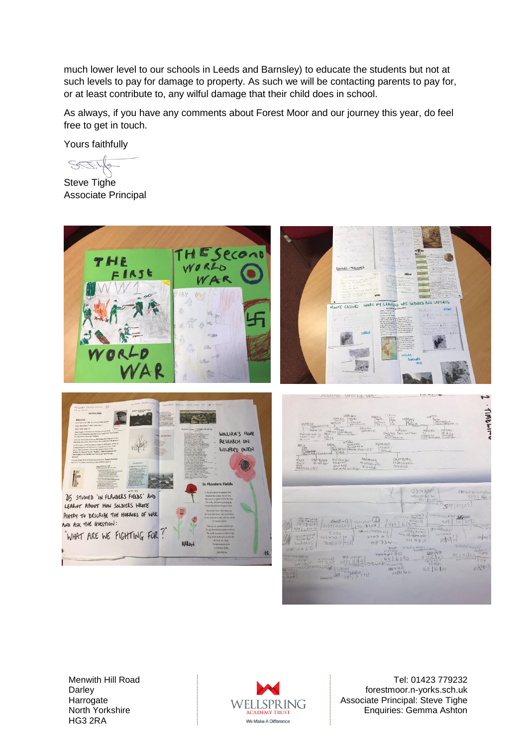much lower level to our schools in Leeds and Barnsley) to educate the students but not at such levels to pay for damage to property. As such we will be contacting parents to pay for, or at least contribute to, any wilful damage that their child does in school.

As always, if you have any comments about Forest Moor and our journey this year, do feel free to get in touch.

Yours faithfully

Steve Tighe
Associate Principal

Menwith Hill Road
Darley
Harrogate
North Yorkshire
HG3 2RA

Tel: 01423 779232
forestmoor.n-yorks.sch.uk
Associate Principal: Steve Tighe
Enquiries: Gemma Ashton